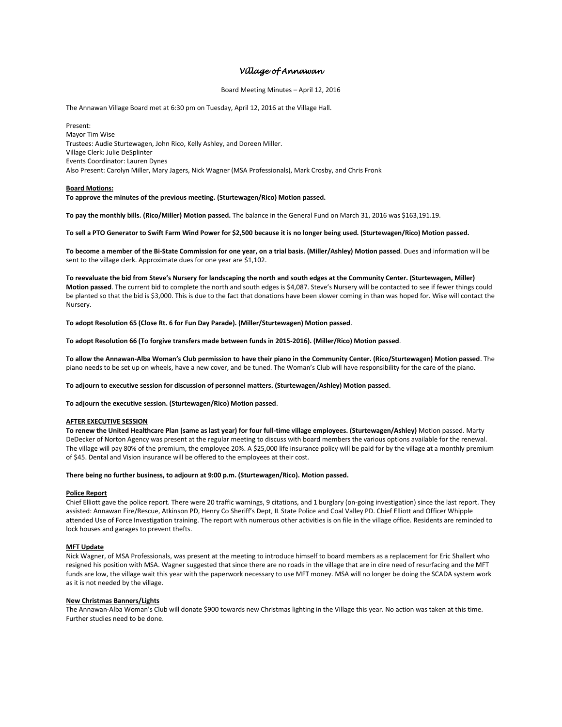# *Village of Annawan*

Board Meeting Minutes – April 12, 2016

The Annawan Village Board met at 6:30 pm on Tuesday, April 12, 2016 at the Village Hall.

Present:
Mayor Tim Wise
Trustees: Audie Sturtewagen, John Rico, Kelly Ashley, and Doreen Miller.
Village Clerk: Julie DeSplinter
Events Coordinator: Lauren Dynes
Also Present: Carolyn Miller, Mary Jagers, Nick Wagner (MSA Professionals), Mark Crosby, and Chris Fronk

**Board Motions:**

**To approve the minutes of the previous meeting. (Sturtewagen/Rico) Motion passed.**

**To pay the monthly bills. (Rico/Miller) Motion passed.** The balance in the General Fund on March 31, 2016 was $163,191.19.

**To sell a PTO Generator to Swift Farm Wind Power for $2,500 because it is no longer being used. (Sturtewagen/Rico) Motion passed.**

**To become a member of the Bi-State Commission for one year, on a trial basis. (Miller/Ashley) Motion passed**. Dues and information will be sent to the village clerk. Approximate dues for one year are $1,102.

**To reevaluate the bid from Steve's Nursery for landscaping the north and south edges at the Community Center. (Sturtewagen, Miller) Motion passed**. The current bid to complete the north and south edges is $4,087. Steve's Nursery will be contacted to see if fewer things could be planted so that the bid is $3,000. This is due to the fact that donations have been slower coming in than was hoped for. Wise will contact the Nursery.

**To adopt Resolution 65 (Close Rt. 6 for Fun Day Parade). (Miller/Sturtewagen) Motion passed**.

**To adopt Resolution 66 (To forgive transfers made between funds in 2015-2016). (Miller/Rico) Motion passed**.

**To allow the Annawan-Alba Woman's Club permission to have their piano in the Community Center. (Rico/Sturtewagen) Motion passed**. The piano needs to be set up on wheels, have a new cover, and be tuned. The Woman's Club will have responsibility for the care of the piano.

**To adjourn to executive session for discussion of personnel matters. (Sturtewagen/Ashley) Motion passed**.

**To adjourn the executive session. (Sturtewagen/Rico) Motion passed**.

**AFTER EXECUTIVE SESSION**

**To renew the United Healthcare Plan (same as last year) for four full-time village employees. (Sturtewagen/Ashley)** Motion passed. Marty DeDecker of Norton Agency was present at the regular meeting to discuss with board members the various options available for the renewal. The village will pay 80% of the premium, the employee 20%. A $25,000 life insurance policy will be paid for by the village at a monthly premium of $45. Dental and Vision insurance will be offered to the employees at their cost.

**There being no further business, to adjourn at 9:00 p.m. (Sturtewagen/Rico). Motion passed.**

**Police Report**

Chief Elliott gave the police report. There were 20 traffic warnings, 9 citations, and 1 burglary (on-going investigation) since the last report. They assisted: Annawan Fire/Rescue, Atkinson PD, Henry Co Sheriff's Dept, IL State Police and Coal Valley PD. Chief Elliott and Officer Whipple attended Use of Force Investigation training. The report with numerous other activities is on file in the village office. Residents are reminded to lock houses and garages to prevent thefts.

**MFT Update**

Nick Wagner, of MSA Professionals, was present at the meeting to introduce himself to board members as a replacement for Eric Shallert who resigned his position with MSA. Wagner suggested that since there are no roads in the village that are in dire need of resurfacing and the MFT funds are low, the village wait this year with the paperwork necessary to use MFT money. MSA will no longer be doing the SCADA system work as it is not needed by the village.

**New Christmas Banners/Lights**

The Annawan-Alba Woman's Club will donate $900 towards new Christmas lighting in the Village this year. No action was taken at this time. Further studies need to be done.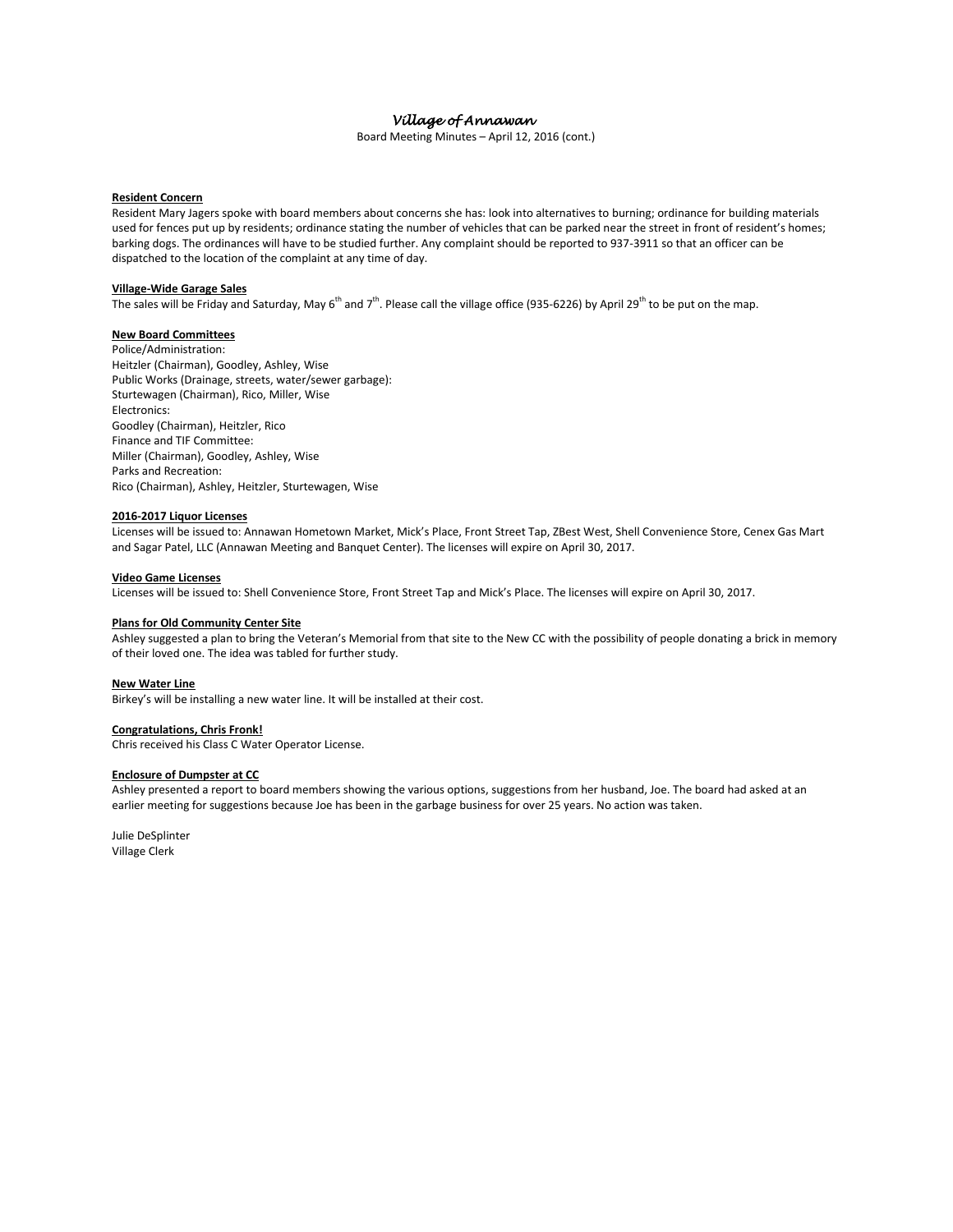# *Village of Annawan*

Board Meeting Minutes – April 12, 2016 (cont.)

**Resident Concern**

Resident Mary Jagers spoke with board members about concerns she has: look into alternatives to burning; ordinance for building materials used for fences put up by residents; ordinance stating the number of vehicles that can be parked near the street in front of resident's homes; barking dogs. The ordinances will have to be studied further. Any complaint should be reported to 937-3911 so that an officer can be dispatched to the location of the complaint at any time of day.

**Village-Wide Garage Sales**

The sales will be Friday and Saturday, May 6th and 7th. Please call the village office (935-6226) by April 29th to be put on the map.

**New Board Committees**

Police/Administration:
Heitzler (Chairman), Goodley, Ashley, Wise
Public Works (Drainage, streets, water/sewer garbage):
Sturtewagen (Chairman), Rico, Miller, Wise
Electronics:
Goodley (Chairman), Heitzler, Rico
Finance and TIF Committee:
Miller (Chairman), Goodley, Ashley, Wise
Parks and Recreation:
Rico (Chairman), Ashley, Heitzler, Sturtewagen, Wise

**2016-2017 Liquor Licenses**

Licenses will be issued to: Annawan Hometown Market, Mick's Place, Front Street Tap, ZBest West, Shell Convenience Store, Cenex Gas Mart and Sagar Patel, LLC (Annawan Meeting and Banquet Center). The licenses will expire on April 30, 2017.

**Video Game Licenses**

Licenses will be issued to: Shell Convenience Store, Front Street Tap and Mick's Place. The licenses will expire on April 30, 2017.

**Plans for Old Community Center Site**

Ashley suggested a plan to bring the Veteran's Memorial from that site to the New CC with the possibility of people donating a brick in memory of their loved one. The idea was tabled for further study.

**New Water Line**

Birkey's will be installing a new water line. It will be installed at their cost.

**Congratulations, Chris Fronk!**

Chris received his Class C Water Operator License.

**Enclosure of Dumpster at CC**

Ashley presented a report to board members showing the various options, suggestions from her husband, Joe. The board had asked at an earlier meeting for suggestions because Joe has been in the garbage business for over 25 years. No action was taken.

Julie DeSplinter
Village Clerk